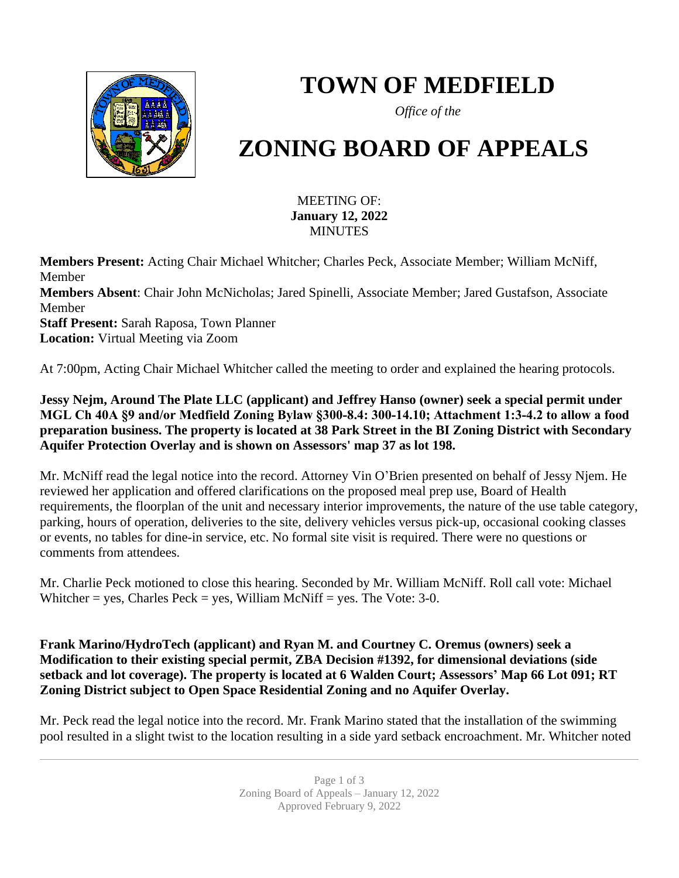# TOWN OF MEDFIELD

*Office of the*

# ZONING BOARD OF APPEALS

MEETING OF:
**January 12, 2022**
MINUTES

**Members Present:** Acting Chair Michael Whitcher; Charles Peck, Associate Member; William McNiff, Member
**Members Absent**: Chair John McNicholas; Jared Spinelli, Associate Member; Jared Gustafson, Associate Member
**Staff Present:** Sarah Raposa, Town Planner
**Location:** Virtual Meeting via Zoom

At 7:00pm, Acting Chair Michael Whitcher called the meeting to order and explained the hearing protocols.

**Jessy Nejm, Around The Plate LLC (applicant) and Jeffrey Hanso (owner) seek a special permit under MGL Ch 40A §9 and/or Medfield Zoning Bylaw §300-8.4: 300-14.10; Attachment 1:3-4.2 to allow a food preparation business. The property is located at 38 Park Street in the BI Zoning District with Secondary Aquifer Protection Overlay and is shown on Assessors' map 37 as lot 198.**

Mr. McNiff read the legal notice into the record. Attorney Vin O'Brien presented on behalf of Jessy Njem. He reviewed her application and offered clarifications on the proposed meal prep use, Board of Health requirements, the floorplan of the unit and necessary interior improvements, the nature of the use table category, parking, hours of operation, deliveries to the site, delivery vehicles versus pick-up, occasional cooking classes or events, no tables for dine-in service, etc. No formal site visit is required. There were no questions or comments from attendees.

Mr. Charlie Peck motioned to close this hearing. Seconded by Mr. William McNiff. Roll call vote: Michael Whitcher = yes, Charles Peck = yes, William McNiff = yes. The Vote: 3-0.

**Frank Marino/HydroTech (applicant) and Ryan M. and Courtney C. Oremus (owners) seek a Modification to their existing special permit, ZBA Decision #1392, for dimensional deviations (side setback and lot coverage). The property is located at 6 Walden Court; Assessors' Map 66 Lot 091; RT Zoning District subject to Open Space Residential Zoning and no Aquifer Overlay.**

Mr. Peck read the legal notice into the record. Mr. Frank Marino stated that the installation of the swimming pool resulted in a slight twist to the location resulting in a side yard setback encroachment. Mr. Whitcher noted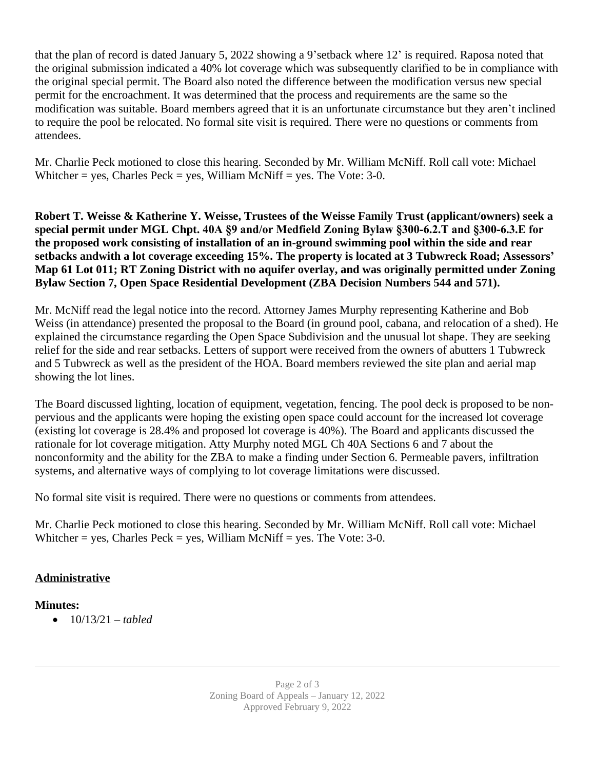that the plan of record is dated January 5, 2022 showing a 9'setback where 12' is required. Raposa noted that the original submission indicated a 40% lot coverage which was subsequently clarified to be in compliance with the original special permit. The Board also noted the difference between the modification versus new special permit for the encroachment. It was determined that the process and requirements are the same so the modification was suitable. Board members agreed that it is an unfortunate circumstance but they aren't inclined to require the pool be relocated. No formal site visit is required. There were no questions or comments from attendees.

Mr. Charlie Peck motioned to close this hearing. Seconded by Mr. William McNiff. Roll call vote: Michael Whitcher = yes, Charles Peck = yes, William McNiff = yes. The Vote: 3-0.

**Robert T. Weisse & Katherine Y. Weisse, Trustees of the Weisse Family Trust (applicant/owners) seek a special permit under MGL Chpt. 40A §9 and/or Medfield Zoning Bylaw §300-6.2.T and §300-6.3.E for the proposed work consisting of installation of an in-ground swimming pool within the side and rear setbacks andwith a lot coverage exceeding 15%. The property is located at 3 Tubwreck Road; Assessors' Map 61 Lot 011; RT Zoning District with no aquifer overlay, and was originally permitted under Zoning Bylaw Section 7, Open Space Residential Development (ZBA Decision Numbers 544 and 571).**

Mr. McNiff read the legal notice into the record. Attorney James Murphy representing Katherine and Bob Weiss (in attendance) presented the proposal to the Board (in ground pool, cabana, and relocation of a shed). He explained the circumstance regarding the Open Space Subdivision and the unusual lot shape. They are seeking relief for the side and rear setbacks. Letters of support were received from the owners of abutters 1 Tubwreck and 5 Tubwreck as well as the president of the HOA. Board members reviewed the site plan and aerial map showing the lot lines.

The Board discussed lighting, location of equipment, vegetation, fencing. The pool deck is proposed to be non-pervious and the applicants were hoping the existing open space could account for the increased lot coverage (existing lot coverage is 28.4% and proposed lot coverage is 40%). The Board and applicants discussed the rationale for lot coverage mitigation. Atty Murphy noted MGL Ch 40A Sections 6 and 7 about the nonconformity and the ability for the ZBA to make a finding under Section 6. Permeable pavers, infiltration systems, and alternative ways of complying to lot coverage limitations were discussed.

No formal site visit is required. There were no questions or comments from attendees.

Mr. Charlie Peck motioned to close this hearing. Seconded by Mr. William McNiff. Roll call vote: Michael Whitcher = yes, Charles Peck = yes, William McNiff = yes. The Vote: 3-0.

## Administrative

**Minutes:**

- 10/13/21 – *tabled*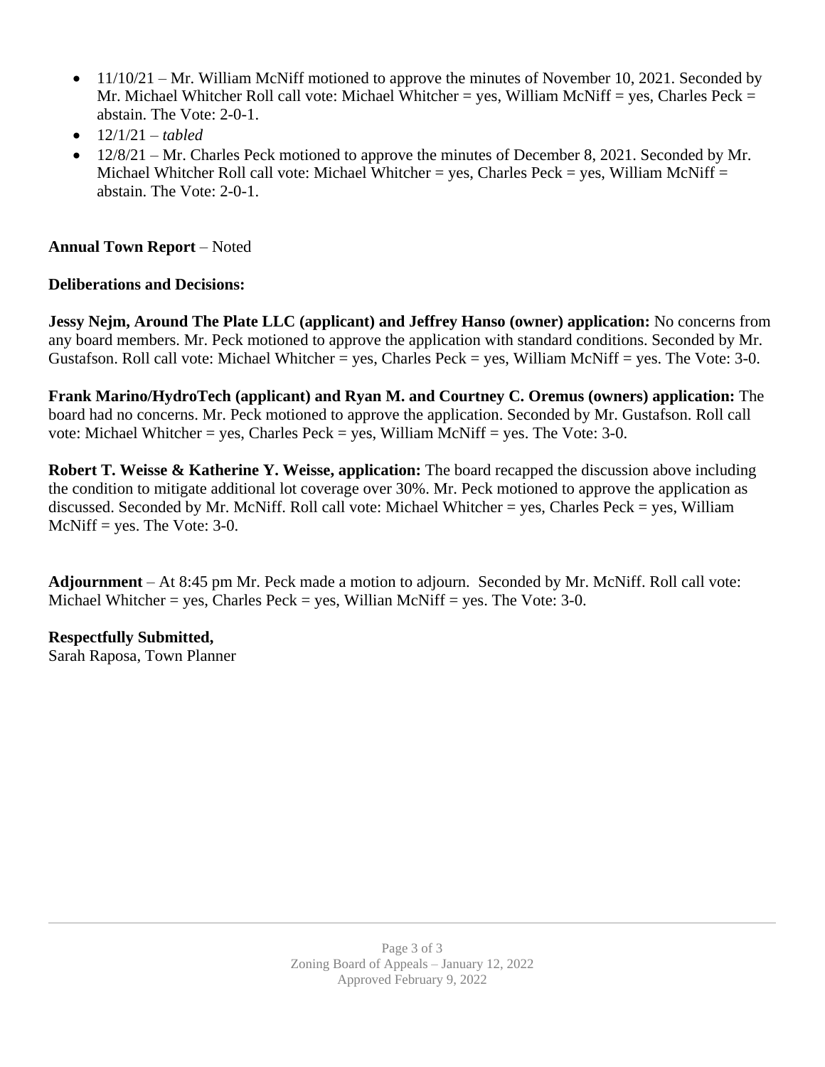- 11/10/21 – Mr. William McNiff motioned to approve the minutes of November 10, 2021. Seconded by Mr. Michael Whitcher Roll call vote: Michael Whitcher = yes, William McNiff = yes, Charles Peck = abstain. The Vote: 2-0-1.
- 12/1/21 – *tabled*
- 12/8/21 – Mr. Charles Peck motioned to approve the minutes of December 8, 2021. Seconded by Mr. Michael Whitcher Roll call vote: Michael Whitcher = yes, Charles Peck = yes, William McNiff = abstain. The Vote: 2-0-1.

**Annual Town Report** – Noted

**Deliberations and Decisions:**

**Jessy Nejm, Around The Plate LLC (applicant) and Jeffrey Hanso (owner) application:** No concerns from any board members. Mr. Peck motioned to approve the application with standard conditions. Seconded by Mr. Gustafson. Roll call vote: Michael Whitcher = yes, Charles Peck = yes, William McNiff = yes. The Vote: 3-0.

**Frank Marino/HydroTech (applicant) and Ryan M. and Courtney C. Oremus (owners) application:** The board had no concerns. Mr. Peck motioned to approve the application. Seconded by Mr. Gustafson. Roll call vote: Michael Whitcher = yes, Charles Peck = yes, William McNiff = yes. The Vote: 3-0.

**Robert T. Weisse & Katherine Y. Weisse, application:** The board recapped the discussion above including the condition to mitigate additional lot coverage over 30%. Mr. Peck motioned to approve the application as discussed. Seconded by Mr. McNiff. Roll call vote: Michael Whitcher = yes, Charles Peck = yes, William McNiff = yes. The Vote: 3-0.

**Adjournment** – At 8:45 pm Mr. Peck made a motion to adjourn. Seconded by Mr. McNiff. Roll call vote: Michael Whitcher = yes, Charles Peck = yes, Willian McNiff = yes. The Vote: 3-0.

**Respectfully Submitted,**
Sarah Raposa, Town Planner

Zoning Board of Appeals – January 12, 2022
Approved February 9, 2022